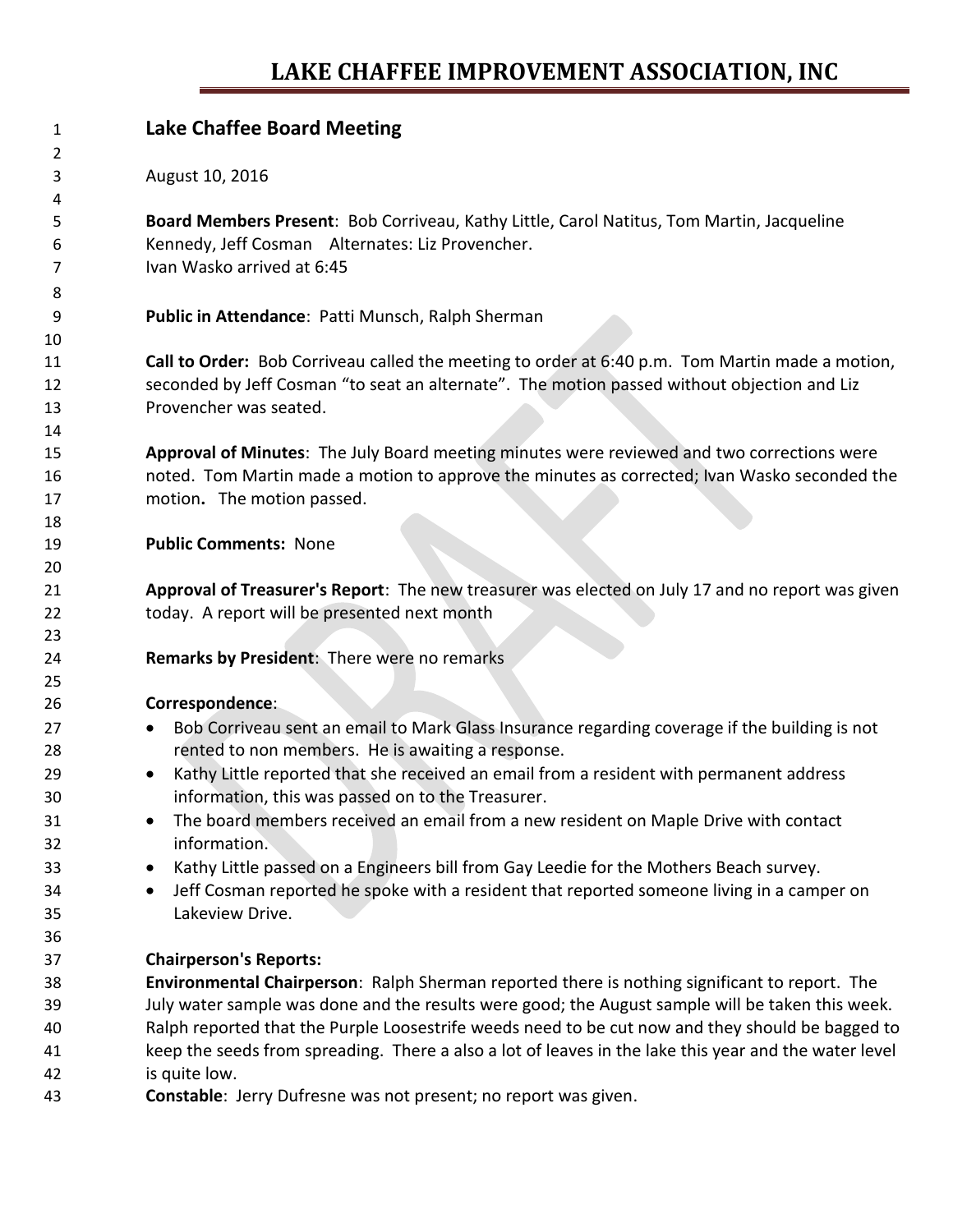# LAKE CHAFFEE IMPROVEMENT ASSOCIATION, INC

## Lake Chaffee Board Meeting

August 10, 2016

**Board Members Present**: Bob Corriveau, Kathy Little, Carol Natitus, Tom Martin, Jacqueline Kennedy, Jeff Cosman Alternates: Liz Provencher.
Ivan Wasko arrived at 6:45

**Public in Attendance**: Patti Munsch, Ralph Sherman

**Call to Order:** Bob Corriveau called the meeting to order at 6:40 p.m. Tom Martin made a motion, seconded by Jeff Cosman "to seat an alternate". The motion passed without objection and Liz Provencher was seated.

**Approval of Minutes**: The July Board meeting minutes were reviewed and two corrections were noted. Tom Martin made a motion to approve the minutes as corrected; Ivan Wasko seconded the motion**.** The motion passed.

**Public Comments:** None

**Approval of Treasurer's Report**: The new treasurer was elected on July 17 and no report was given today. A report will be presented next month

**Remarks by President**: There were no remarks

**Correspondence**:

- Bob Corriveau sent an email to Mark Glass Insurance regarding coverage if the building is not rented to non members. He is awaiting a response.
- Kathy Little reported that she received an email from a resident with permanent address information, this was passed on to the Treasurer.
- The board members received an email from a new resident on Maple Drive with contact information.
- Kathy Little passed on a Engineers bill from Gay Leedie for the Mothers Beach survey.
- Jeff Cosman reported he spoke with a resident that reported someone living in a camper on Lakeview Drive.

**Chairperson's Reports:**
**Environmental Chairperson**: Ralph Sherman reported there is nothing significant to report. The July water sample was done and the results were good; the August sample will be taken this week. Ralph reported that the Purple Loosestrife weeds need to be cut now and they should be bagged to keep the seeds from spreading. There a also a lot of leaves in the lake this year and the water level is quite low.
**Constable**: Jerry Dufresne was not present; no report was given.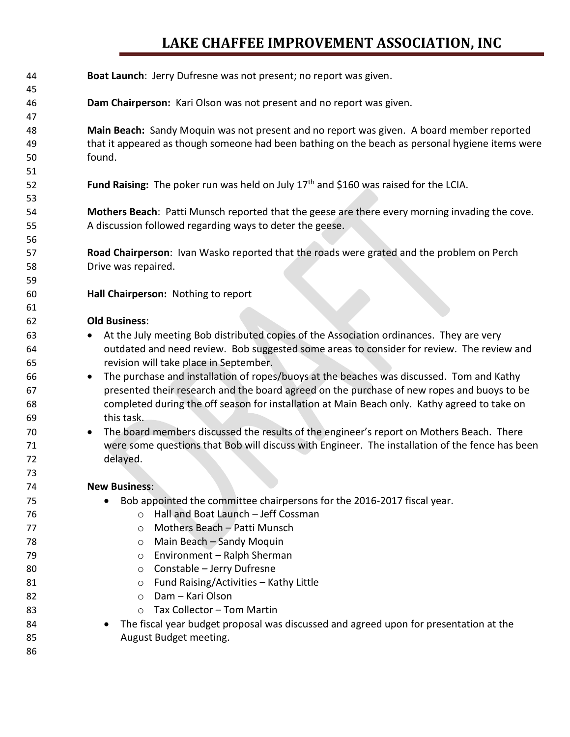**Boat Launch**: Jerry Dufresne was not present; no report was given.

**Dam Chairperson:** Kari Olson was not present and no report was given.

**Main Beach:** Sandy Moquin was not present and no report was given. A board member reported that it appeared as though someone had been bathing on the beach as personal hygiene items were found.

**Fund Raising:** The poker run was held on July 17th and $160 was raised for the LCIA.

**Mothers Beach**: Patti Munsch reported that the geese are there every morning invading the cove. A discussion followed regarding ways to deter the geese.

**Road Chairperson**: Ivan Wasko reported that the roads were grated and the problem on Perch Drive was repaired.

**Hall Chairperson:** Nothing to report

**Old Business**:

- At the July meeting Bob distributed copies of the Association ordinances. They are very outdated and need review. Bob suggested some areas to consider for review. The review and revision will take place in September.
- The purchase and installation of ropes/buoys at the beaches was discussed. Tom and Kathy presented their research and the board agreed on the purchase of new ropes and buoys to be completed during the off season for installation at Main Beach only. Kathy agreed to take on this task.
- The board members discussed the results of the engineer's report on Mothers Beach. There were some questions that Bob will discuss with Engineer. The installation of the fence has been delayed.

**New Business**:

- Bob appointed the committee chairpersons for the 2016-2017 fiscal year.
  - Hall and Boat Launch – Jeff Cossman
  - Mothers Beach – Patti Munsch
  - Main Beach – Sandy Moquin
  - Environment – Ralph Sherman
  - Constable – Jerry Dufresne
  - Fund Raising/Activities – Kathy Little
  - Dam – Kari Olson
  - Tax Collector – Tom Martin
- The fiscal year budget proposal was discussed and agreed upon for presentation at the August Budget meeting.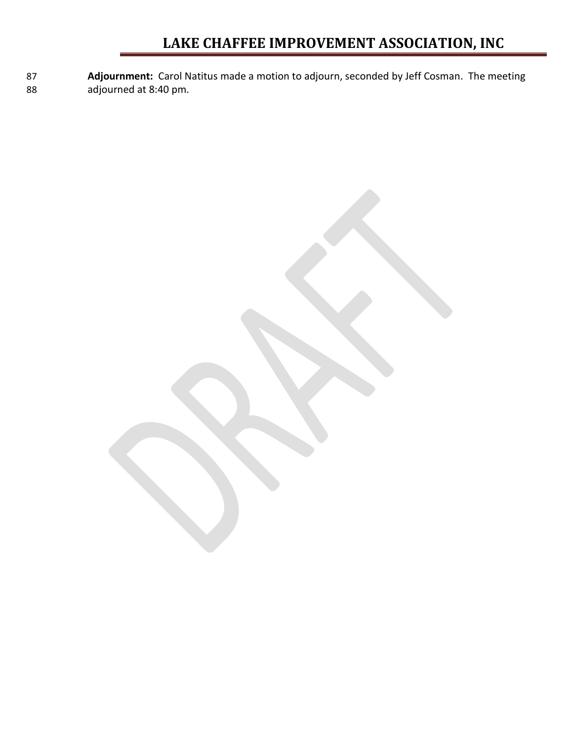**Adjournment:** Carol Natitus made a motion to adjourn, seconded by Jeff Cosman. The meeting adjourned at 8:40 pm.